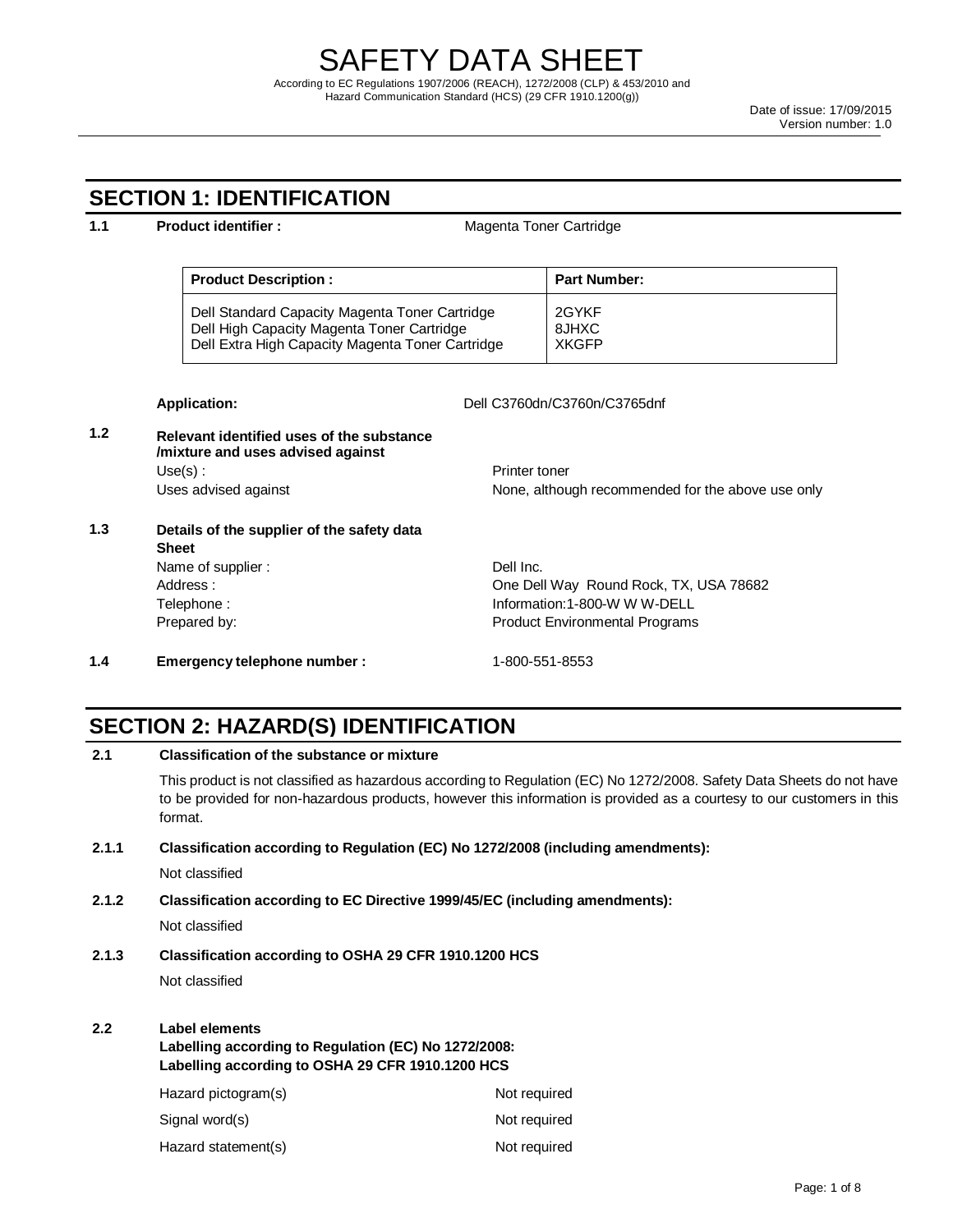# SAFETY DATA SHEET

According to EC Regulations 1907/2006 (REACH), 1272/2008 (CLP) & 453/2010 and Hazard Communication Standard (HCS) (29 CFR 1910.1200(g))

Date of issue: 17/09/2015
Version number: 1.0

## SECTION 1: IDENTIFICATION

**1.1 Product identifier :** Magenta Toner Cartridge

| **Product Description :** | **Part Number:** |
|---|---|
| Dell Standard Capacity Magenta Toner Cartridge<br>Dell High Capacity Magenta Toner Cartridge<br>Dell Extra High Capacity Magenta Toner Cartridge | 2GYKF<br>8JHXC<br>XKGFP |

**Application:** Dell C3760dn/C3760n/C3765dnf

**1.2 Relevant identified uses of the substance /mixture and uses advised against**

Use(s) : Printer toner

Uses advised against: None, although recommended for the above use only

**1.3 Details of the supplier of the safety data Sheet**

Name of supplier : Dell Inc.

Address : One Dell Way Round Rock, TX, USA 78682

Telephone : Information:1-800-W W W-DELL

Prepared by: Product Environmental Programs

**1.4 Emergency telephone number :** 1-800-551-8553

## SECTION 2: HAZARD(S) IDENTIFICATION

**2.1 Classification of the substance or mixture**

This product is not classified as hazardous according to Regulation (EC) No 1272/2008. Safety Data Sheets do not have to be provided for non-hazardous products, however this information is provided as a courtesy to our customers in this format.

**2.1.1 Classification according to Regulation (EC) No 1272/2008 (including amendments):**

Not classified

**2.1.2 Classification according to EC Directive 1999/45/EC (including amendments):**

Not classified

**2.1.3 Classification according to OSHA 29 CFR 1910.1200 HCS**

Not classified

**2.2 Label elements**
**Labelling according to Regulation (EC) No 1272/2008:**
**Labelling according to OSHA 29 CFR 1910.1200 HCS**

Hazard pictogram(s): Not required

Signal word(s): Not required

Hazard statement(s): Not required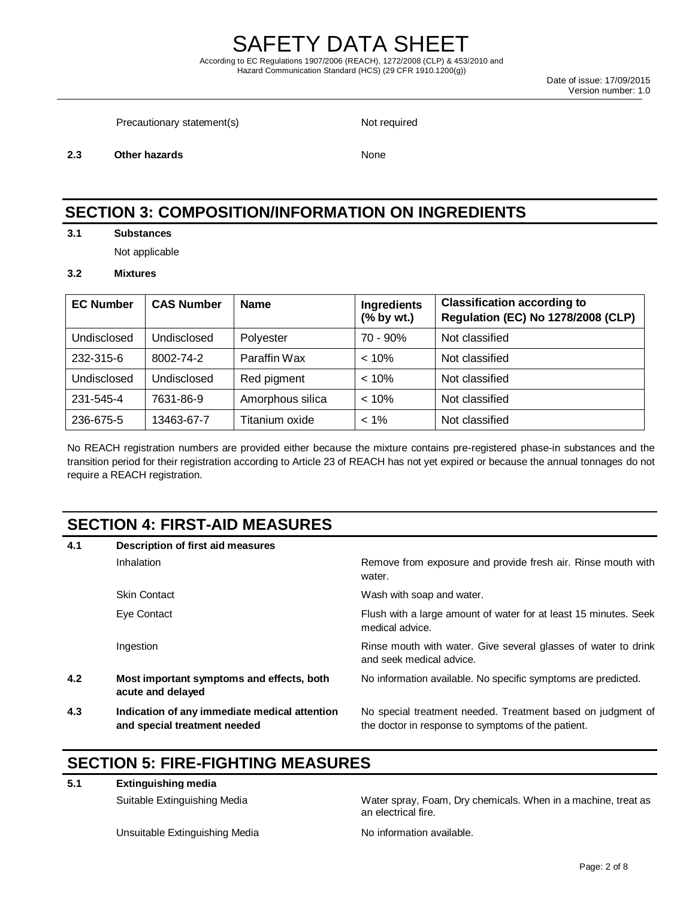Precatutionary statement(s) Not required

**2.3 Other hazards** None

## SECTION 3: COMPOSITION/INFORMATION ON INGREDIENTS

**3.1 Substances**

Not applicable

**3.2 Mixtures**

| EC Number | CAS Number | Name | Ingredients (% by wt.) | Classification according to Regulation (EC) No 1278/2008 (CLP) |
|---|---|---|---|---|
| Undisclosed | Undisclosed | Polyester | 70 - 90% | Not classified |
| 232-315-6 | 8002-74-2 | Paraffin Wax | < 10% | Not classified |
| Undisclosed | Undisclosed | Red pigment | < 10% | Not classified |
| 231-545-4 | 7631-86-9 | Amorphous silica | < 10% | Not classified |
| 236-675-5 | 13463-67-7 | Titanium oxide | < 1% | Not classified |

No REACH registration numbers are provided either because the mixture contains pre-registered phase-in substances and the transition period for their registration according to Article 23 of REACH has not yet expired or because the annual tonnages do not require a REACH registration.

## SECTION 4: FIRST-AID MEASURES

**4.1 Description of first aid measures**

Inhalation: Remove from exposure and provide fresh air. Rinse mouth with water.

Skin Contact: Wash with soap and water.

Eye Contact: Flush with a large amount of water for at least 15 minutes. Seek medical advice.

Ingestion: Rinse mouth with water. Give several glasses of water to drink and seek medical advice.

**4.2 Most important symptoms and effects, both acute and delayed**

No information available. No specific symptoms are predicted.

**4.3 Indication of any immediate medical attention and special treatment needed**

No special treatment needed. Treatment based on judgment of the doctor in response to symptoms of the patient.

## SECTION 5: FIRE-FIGHTING MEASURES

**5.1 Extinguishing media**

Suitable Extinguishing Media: Water spray, Foam, Dry chemicals. When in a machine, treat as an electrical fire.

Unsuitable Extinguishing Media: No information available.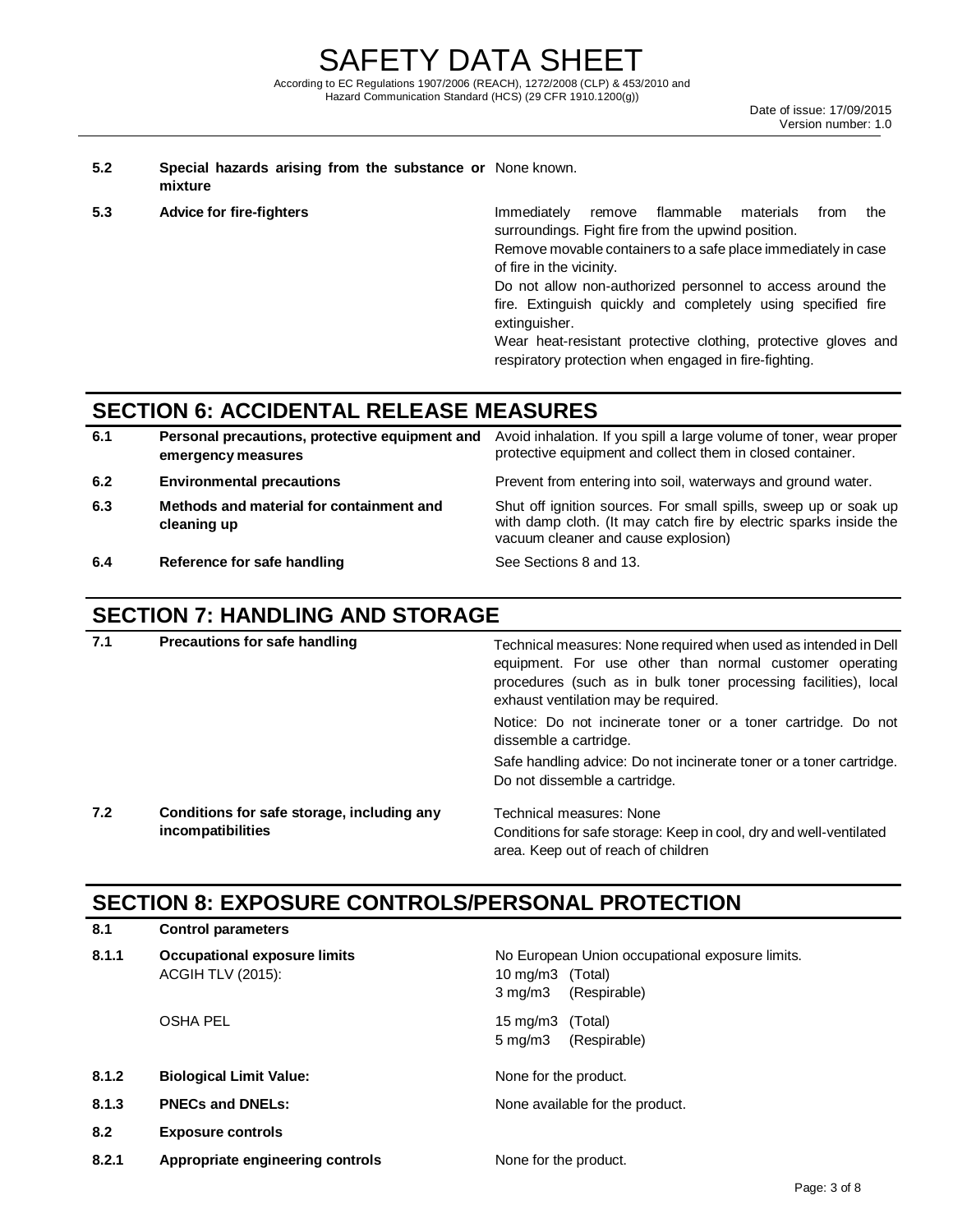| | | |
|---|---|---|
| **5.2** | **Special hazards arising from the substance or mixture** | None known. |
| **5.3** | **Advice for fire-fighters** | Immediately remove flammable materials from the surroundings. Fight fire from the upwind position.<br>Remove movable containers to a safe place immediately in case of fire in the vicinity.<br>Do not allow non-authorized personnel to access around the fire. Extinguish quickly and completely using specified fire extinguisher.<br>Wear heat-resistant protective clothing, protective gloves and respiratory protection when engaged in fire-fighting. |

## SECTION 6: ACCIDENTAL RELEASE MEASURES

| | | |
|---|---|---|
| **6.1** | **Personal precautions, protective equipment and emergency measures** | Avoid inhalation. If you spill a large volume of toner, wear proper protective equipment and collect them in closed container. |
| **6.2** | **Environmental precautions** | Prevent from entering into soil, waterways and ground water. |
| **6.3** | **Methods and material for containment and cleaning up** | Shut off ignition sources. For small spills, sweep up or soak up with damp cloth. (It may catch fire by electric sparks inside the vacuum cleaner and cause explosion) |
| **6.4** | **Reference for safe handling** | See Sections 8 and 13. |

## SECTION 7: HANDLING AND STORAGE

| | | |
|---|---|---|
| **7.1** | **Precautions for safe handling** | Technical measures: None required when used as intended in Dell equipment. For use other than normal customer operating procedures (such as in bulk toner processing facilities), local exhaust ventilation may be required.<br>Notice: Do not incinerate toner or a toner cartridge. Do not dissemble a cartridge.<br>Safe handling advice: Do not incinerate toner or a toner cartridge. Do not dissemble a cartridge. |
| **7.2** | **Conditions for safe storage, including any incompatibilities** | Technical measures: None<br>Conditions for safe storage: Keep in cool, dry and well-ventilated area. Keep out of reach of children |

## SECTION 8: EXPOSURE CONTROLS/PERSONAL PROTECTION

| | | |
|---|---|---|
| **8.1** | **Control parameters** | |
| **8.1.1** | **Occupational exposure limits**<br>ACGIH TLV (2015): | No European Union occupational exposure limits.<br>10 mg/m3 (Total)<br>3 mg/m3 (Respirable) |
| | OSHA PEL | 15 mg/m3 (Total)<br>5 mg/m3 (Respirable) |
| **8.1.2** | **Biological Limit Value:** | None for the product. |
| **8.1.3** | **PNECs and DNELs:** | None available for the product. |
| **8.2** | **Exposure controls** | |
| **8.2.1** | **Appropriate engineering controls** | None for the product. |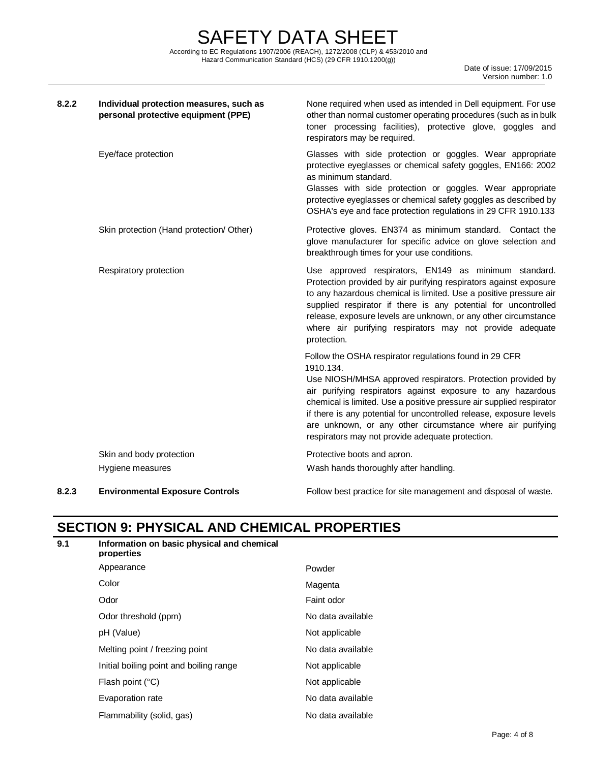| | | |
|---|---|---|
| **8.2.2** | **Individual protection measures, such as personal protective equipment (PPE)** | None required when used as intended in Dell equipment. For use other than normal customer operating procedures (such as in bulk toner processing facilities), protective glove, goggles and respirators may be required. |
| | Eye/face protection | Glasses with side protection or goggles. Wear appropriate protective eyeglasses or chemical safety goggles, EN166: 2002 as minimum standard.<br>Glasses with side protection or goggles. Wear appropriate protective eyeglasses or chemical safety goggles as described by OSHA's eye and face protection regulations in 29 CFR 1910.133 |
| | Skin protection (Hand protection/ Other) | Protective gloves. EN374 as minimum standard. Contact the glove manufacturer for specific advice on glove selection and breakthrough times for your use conditions. |
| | Respiratory protection | Use approved respirators, EN149 as minimum standard. Protection provided by air purifying respirators against exposure to any hazardous chemical is limited. Use a positive pressure air supplied respirator if there is any potential for uncontrolled release, exposure levels are unknown, or any other circumstance where air purifying respirators may not provide adequate protection.<br>Follow the OSHA respirator regulations found in 29 CFR 1910.134.<br>Use NIOSH/MHSA approved respirators. Protection provided by air purifying respirators against exposure to any hazardous chemical is limited. Use a positive pressure air supplied respirator if there is any potential for uncontrolled release, exposure levels are unknown, or any other circumstance where air purifying respirators may not provide adequate protection. |
| | Skin and body protection | Protective boots and apron. |
| | Hygiene measures | Wash hands thoroughly after handling. |
| **8.2.3** | **Environmental Exposure Controls** | Follow best practice for site management and disposal of waste. |

## SECTION 9: PHYSICAL AND CHEMICAL PROPERTIES

| | | |
|---|---|---|
| **9.1** | **Information on basic physical and chemical properties** | |
| | Appearance | Powder |
| | Color | Magenta |
| | Odor | Faint odor |
| | Odor threshold (ppm) | No data available |
| | pH (Value) | Not applicable |
| | Melting point / freezing point | No data available |
| | Initial boiling point and boiling range | Not applicable |
| | Flash point (°C) | Not applicable |
| | Evaporation rate | No data available |
| | Flammability (solid, gas) | No data available |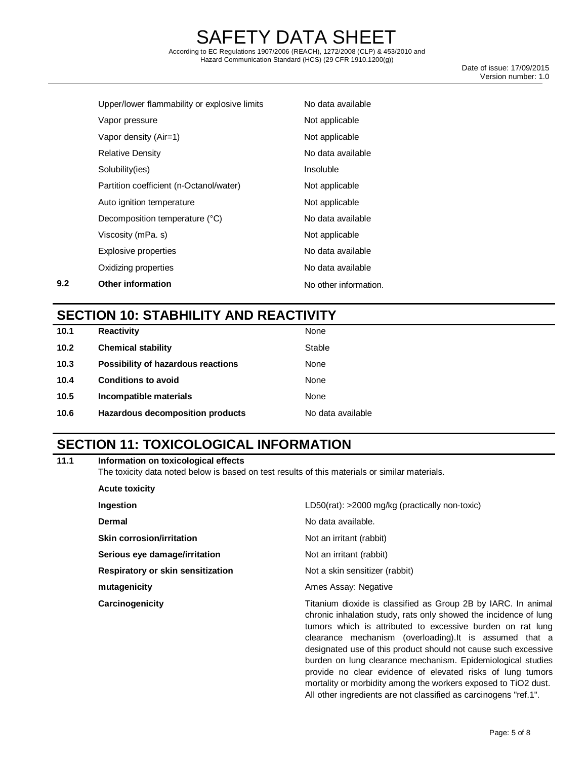| | | |
|---|---|---|
| | Upper/lower flammability or explosive limits | No data available |
| | Vapor pressure | Not applicable |
| | Vapor density (Air=1) | Not applicable |
| | Relative Density | No data available |
| | Solubility(ies) | Insoluble |
| | Partition coefficient (n-Octanol/water) | Not applicable |
| | Auto ignition temperature | Not applicable |
| | Decomposition temperature (°C) | No data available |
| | Viscosity (mPa. s) | Not applicable |
| | Explosive properties | No data available |
| | Oxidizing properties | No data available |
| **9.2** | **Other information** | No other information. |

## SECTION 10: STABHILITY AND REACTIVITY

| | | |
|---|---|---|
| **10.1** | **Reactivity** | None |
| **10.2** | **Chemical stability** | Stable |
| **10.3** | **Possibility of hazardous reactions** | None |
| **10.4** | **Conditions to avoid** | None |
| **10.5** | **Incompatible materials** | None |
| **10.6** | **Hazardous decomposition products** | No data available |

## SECTION 11: TOXICOLOGICAL INFORMATION

**11.1 Information on toxicological effects**

The toxicity data noted below is based on test results of this materials or similar materials.

**Acute toxicity**

| | |
|---|---|
| **Ingestion** | LD50(rat): >2000 mg/kg (practically non-toxic) |
| **Dermal** | No data available. |
| **Skin corrosion/irritation** | Not an irritant (rabbit) |
| **Serious eye damage/irritation** | Not an irritant (rabbit) |
| **Respiratory or skin sensitization** | Not a skin sensitizer (rabbit) |
| **mutagenicity** | Ames Assay: Negative |
| **Carcinogenicity** | Titanium dioxide is classified as Group 2B by IARC. In animal chronic inhalation study, rats only showed the incidence of lung tumors which is attributed to excessive burden on rat lung clearance mechanism (overloading).It is assumed that a designated use of this product should not cause such excessive burden on lung clearance mechanism. Epidemiological studies provide no clear evidence of elevated risks of lung tumors mortality or morbidity among the workers exposed to $TiO_2$ dust. All other ingredients are not classified as carcinogens "ref.1". |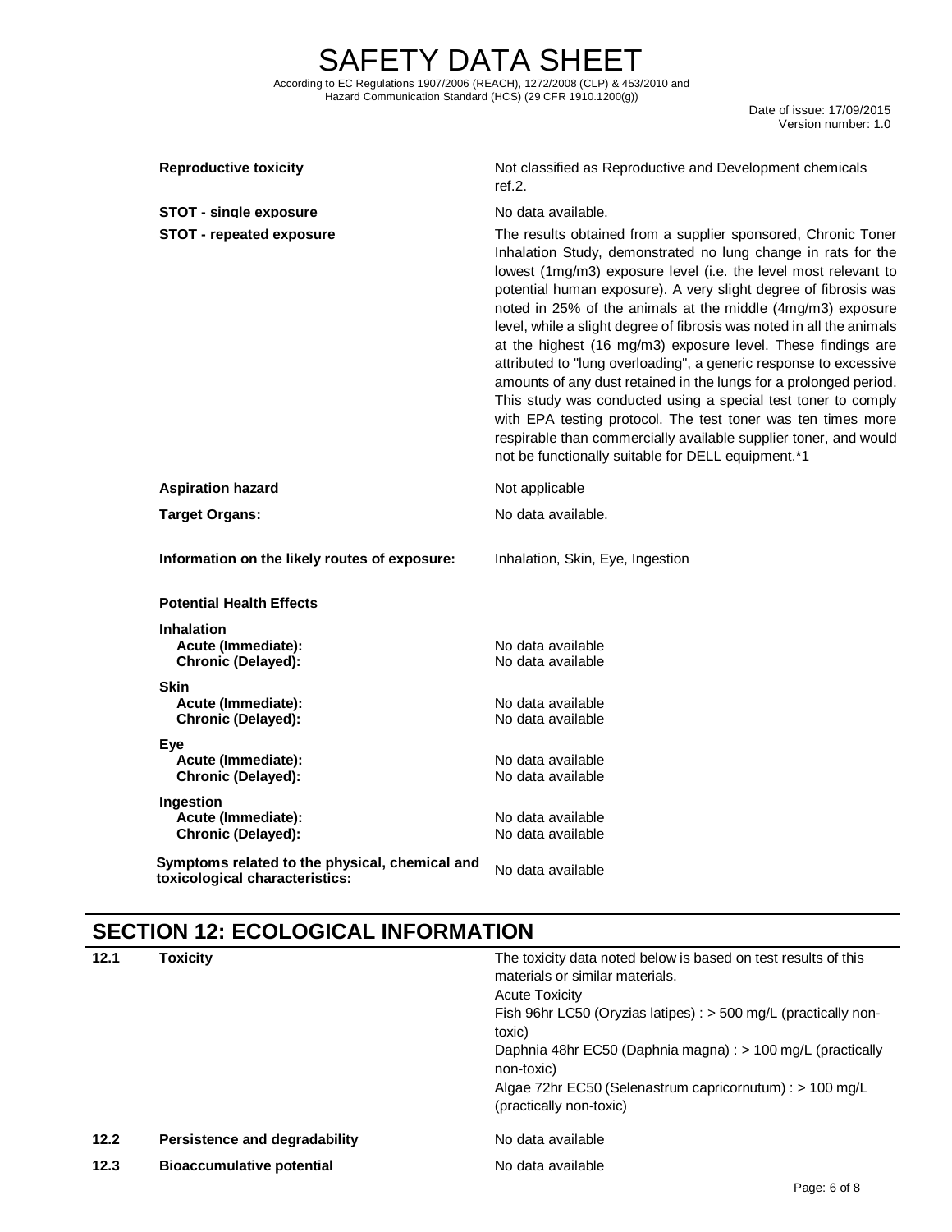| | |
|---|---|
| **Reproductive toxicity** | Not classified as Reproductive and Development chemicals ref.2. |
| **STOT - single exposure** | No data available. |
| **STOT - repeated exposure** | The results obtained from a supplier sponsored, Chronic Toner Inhalation Study, demonstrated no lung change in rats for the lowest (1mg/m3) exposure level (i.e. the level most relevant to potential human exposure). A very slight degree of fibrosis was noted in 25% of the animals at the middle (4mg/m3) exposure level, while a slight degree of fibrosis was noted in all the animals at the highest (16 mg/m3) exposure level. These findings are attributed to "lung overloading", a generic response to excessive amounts of any dust retained in the lungs for a prolonged period. This study was conducted using a special test toner to comply with EPA testing protocol. The test toner was ten times more respirable than commercially available supplier toner, and would not be functionally suitable for DELL equipment.*1 |
| **Aspiration hazard** | Not applicable |
| **Target Organs:** | No data available. |
| **Information on the likely routes of exposure:** | Inhalation, Skin, Eye, Ingestion |

**Potential Health Effects**

| | |
|---|---|
| **Inhalation** | |
| **Acute (Immediate):** | No data available |
| **Chronic (Delayed):** | No data available |
| **Skin** | |
| **Acute (Immediate):** | No data available |
| **Chronic (Delayed):** | No data available |
| **Eye** | |
| **Acute (Immediate):** | No data available |
| **Chronic (Delayed):** | No data available |
| **Ingestion** | |
| **Acute (Immediate):** | No data available |
| **Chronic (Delayed):** | No data available |
| **Symptoms related to the physical, chemical and toxicological characteristics:** | No data available |

## SECTION 12: ECOLOGICAL INFORMATION

| | | |
|---|---|---|
| **12.1** | **Toxicity** | The toxicity data noted below is based on test results of this materials or similar materials.<br>Acute Toxicity<br>Fish 96hr LC50 (Oryzias latipes) : > 500 mg/L (practically non-toxic)<br>Daphnia 48hr EC50 (Daphnia magna) : > 100 mg/L (practically non-toxic)<br>Algae 72hr EC50 (Selenastrum capricornutum) : > 100 mg/L (practically non-toxic) |
| **12.2** | **Persistence and degradability** | No data available |
| **12.3** | **Bioaccumulative potential** | No data available |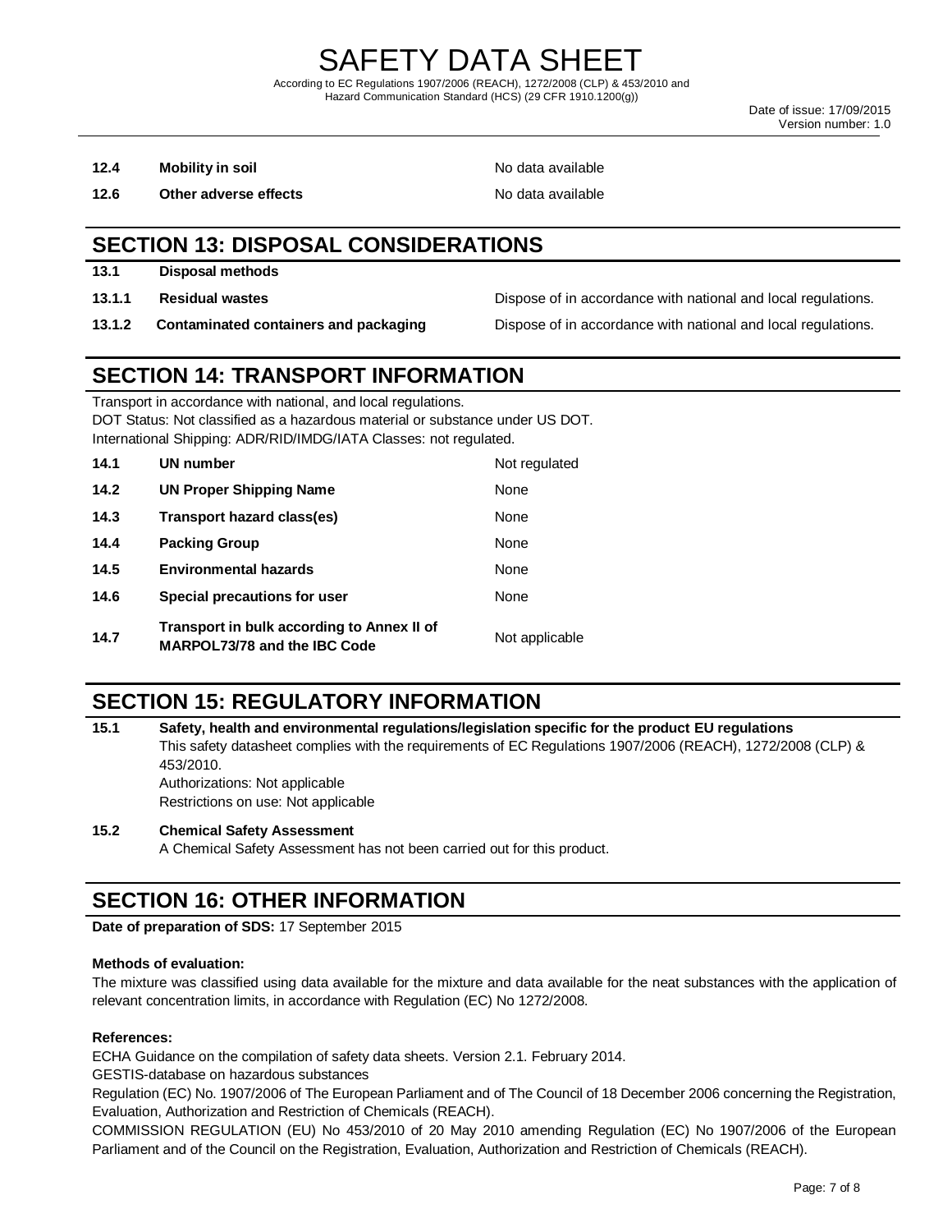| | | |
|---|---|---|
| **12.4** | **Mobility in soil** | No data available |
| **12.6** | **Other adverse effects** | No data available |

## SECTION 13: DISPOSAL CONSIDERATIONS

| | | |
|---|---|---|
| **13.1** | **Disposal methods** | |
| **13.1.1** | **Residual wastes** | Dispose of in accordance with national and local regulations. |
| **13.1.2** | **Contaminated containers and packaging** | Dispose of in accordance with national and local regulations. |

## SECTION 14: TRANSPORT INFORMATION

Transport in accordance with national, and local regulations.
DOT Status: Not classified as a hazardous material or substance under US DOT.
International Shipping: ADR/RID/IMDG/IATA Classes: not regulated.

| | | |
|---|---|---|
| **14.1** | **UN number** | Not regulated |
| **14.2** | **UN Proper Shipping Name** | None |
| **14.3** | **Transport hazard class(es)** | None |
| **14.4** | **Packing Group** | None |
| **14.5** | **Environmental hazards** | None |
| **14.6** | **Special precautions for user** | None |
| **14.7** | **Transport in bulk according to Annex II of MARPOL73/78 and the IBC Code** | Not applicable |

## SECTION 15: REGULATORY INFORMATION

**15.1 Safety, health and environmental regulations/legislation specific for the product EU regulations**

This safety datasheet complies with the requirements of EC Regulations 1907/2006 (REACH), 1272/2008 (CLP) & 453/2010.
Authorizations: Not applicable
Restrictions on use: Not applicable

**15.2 Chemical Safety Assessment**

A Chemical Safety Assessment has not been carried out for this product.

## SECTION 16: OTHER INFORMATION

**Date of preparation of SDS:** 17 September 2015

**Methods of evaluation:**

The mixture was classified using data available for the mixture and data available for the neat substances with the application of relevant concentration limits, in accordance with Regulation (EC) No 1272/2008.

**References:**

ECHA Guidance on the compilation of safety data sheets. Version 2.1. February 2014.

GESTIS-database on hazardous substances

Regulation (EC) No. 1907/2006 of The European Parliament and of The Council of 18 December 2006 concerning the Registration, Evaluation, Authorization and Restriction of Chemicals (REACH).

COMMISSION REGULATION (EU) No 453/2010 of 20 May 2010 amending Regulation (EC) No 1907/2006 of the European Parliament and of the Council on the Registration, Evaluation, Authorization and Restriction of Chemicals (REACH).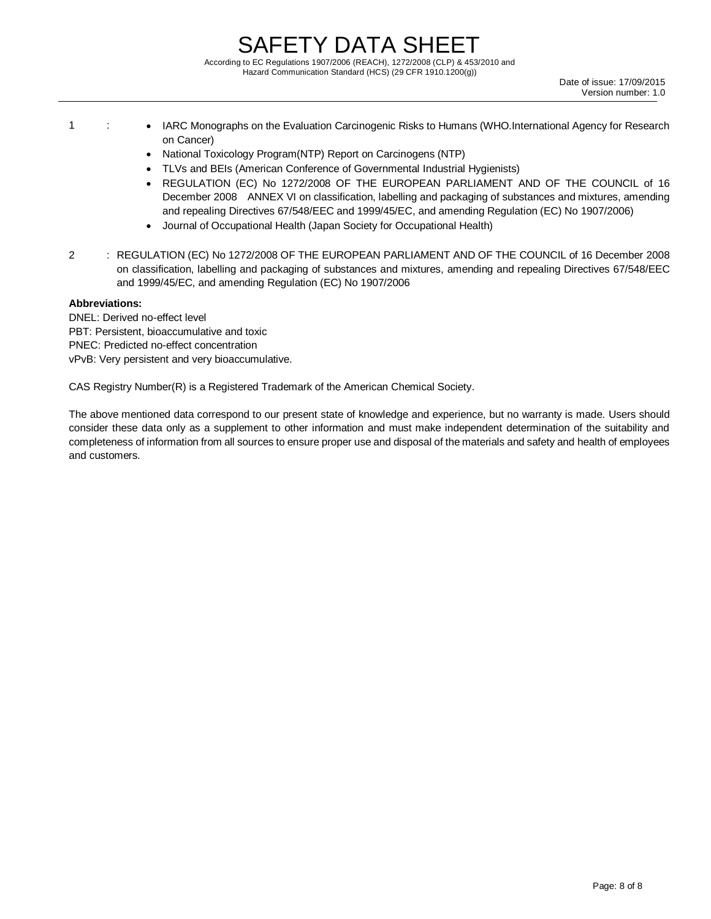1 :

- IARC Monographs on the Evaluation Carcinogenic Risks to Humans (WHO.International Agency for Research on Cancer)
- National Toxicology Program(NTP) Report on Carcinogens (NTP)
- TLVs and BEIs (American Conference of Governmental Industrial Hygienists)
- REGULATION (EC) No 1272/2008 OF THE EUROPEAN PARLIAMENT AND OF THE COUNCIL of 16 December 2008 ANNEX VI on classification, labelling and packaging of substances and mixtures, amending and repealing Directives 67/548/EEC and 1999/45/EC, and amending Regulation (EC) No 1907/2006)
- Journal of Occupational Health (Japan Society for Occupational Health)

2 : REGULATION (EC) No 1272/2008 OF THE EUROPEAN PARLIAMENT AND OF THE COUNCIL of 16 December 2008 on classification, labelling and packaging of substances and mixtures, amending and repealing Directives 67/548/EEC and 1999/45/EC, and amending Regulation (EC) No 1907/2006

**Abbreviations:**

DNEL: Derived no-effect level
PBT: Persistent, bioaccumulative and toxic
PNEC: Predicted no-effect concentration
vPvB: Very persistent and very bioaccumulative.

CAS Registry Number(R) is a Registered Trademark of the American Chemical Society.

The above mentioned data correspond to our present state of knowledge and experience, but no warranty is made. Users should consider these data only as a supplement to other information and must make independent determination of the suitability and completeness of information from all sources to ensure proper use and disposal of the materials and safety and health of employees and customers.